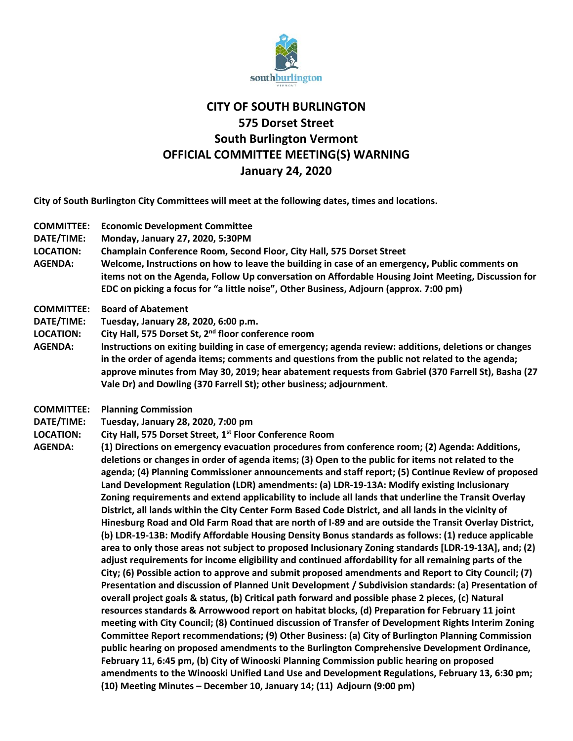# CITY OF SOUTH BURLINGTON
## 575 Dorset Street
## South Burlington Vermont
## OFFICIAL COMMITTEE MEETING(S) WARNING
## January 24, 2020

**City of South Burlington City Committees will meet at the following dates, times and locations.**

**COMMITTEE:** **Economic Development Committee**
**DATE/TIME:** **Monday, January 27, 2020, 5:30PM**
**LOCATION:** **Champlain Conference Room, Second Floor, City Hall, 575 Dorset Street**
**AGENDA:** **Welcome, Instructions on how to leave the building in case of an emergency, Public comments on items not on the Agenda, Follow Up conversation on Affordable Housing Joint Meeting, Discussion for EDC on picking a focus for "a little noise", Other Business, Adjourn (approx. 7:00 pm)**

**COMMITTEE:** **Board of Abatement**
**DATE/TIME:** **Tuesday, January 28, 2020, 6:00 p.m.**
**LOCATION:** **City Hall, 575 Dorset St, 2nd floor conference room**
**AGENDA:** **Instructions on exiting building in case of emergency; agenda review: additions, deletions or changes in the order of agenda items; comments and questions from the public not related to the agenda; approve minutes from May 30, 2019; hear abatement requests from Gabriel (370 Farrell St), Basha (27 Vale Dr) and Dowling (370 Farrell St); other business; adjournment.**

**COMMITTEE:** **Planning Commission**
**DATE/TIME:** **Tuesday, January 28, 2020, 7:00 pm**
**LOCATION:** **City Hall, 575 Dorset Street, 1st Floor Conference Room**
**AGENDA:** **(1) Directions on emergency evacuation procedures from conference room; (2) Agenda: Additions, deletions or changes in order of agenda items; (3) Open to the public for items not related to the agenda; (4) Planning Commissioner announcements and staff report; (5) Continue Review of proposed Land Development Regulation (LDR) amendments: (a) LDR-19-13A: Modify existing Inclusionary Zoning requirements and extend applicability to include all lands that underline the Transit Overlay District, all lands within the City Center Form Based Code District, and all lands in the vicinity of Hinesburg Road and Old Farm Road that are north of I-89 and are outside the Transit Overlay District, (b) LDR-19-13B: Modify Affordable Housing Density Bonus standards as follows: (1) reduce applicable area to only those areas not subject to proposed Inclusionary Zoning standards [LDR-19-13A], and; (2) adjust requirements for income eligibility and continued affordability for all remaining parts of the City; (6) Possible action to approve and submit proposed amendments and Report to City Council; (7) Presentation and discussion of Planned Unit Development / Subdivision standards: (a) Presentation of overall project goals & status, (b) Critical path forward and possible phase 2 pieces, (c) Natural resources standards & Arrowwood report on habitat blocks, (d) Preparation for February 11 joint meeting with City Council; (8) Continued discussion of Transfer of Development Rights Interim Zoning Committee Report recommendations; (9) Other Business: (a) City of Burlington Planning Commission public hearing on proposed amendments to the Burlington Comprehensive Development Ordinance, February 11, 6:45 pm, (b) City of Winooski Planning Commission public hearing on proposed amendments to the Winooski Unified Land Use and Development Regulations, February 13, 6:30 pm; (10) Meeting Minutes – December 10, January 14; (11) Adjourn (9:00 pm)**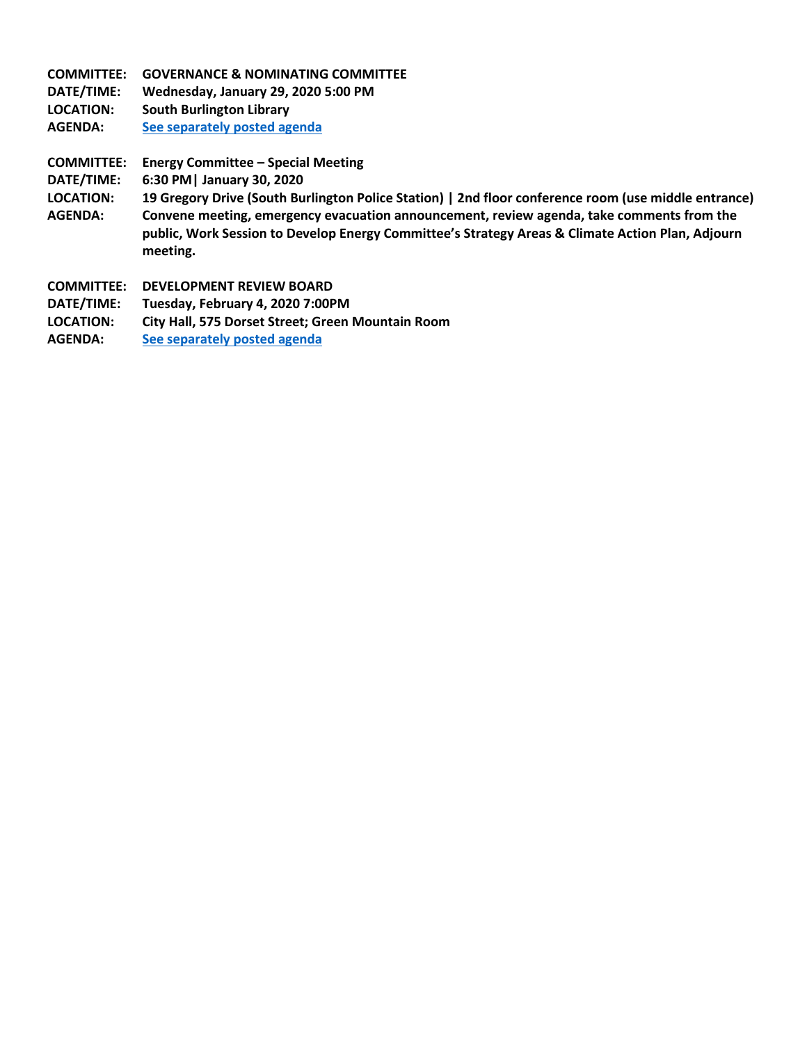**COMMITTEE:** **GOVERNANCE & NOMINATING COMMITTEE**
**DATE/TIME:** **Wednesday, January 29, 2020 5:00 PM**
**LOCATION:** **South Burlington Library**
**AGENDA:** **See separately posted agenda**

**COMMITTEE:** **Energy Committee – Special Meeting**
**DATE/TIME:** **6:30 PM| January 30, 2020**
**LOCATION:** **19 Gregory Drive (South Burlington Police Station) | 2nd floor conference room (use middle entrance)**
**AGENDA:** **Convene meeting, emergency evacuation announcement, review agenda, take comments from the public, Work Session to Develop Energy Committee's Strategy Areas & Climate Action Plan, Adjourn meeting.**

**COMMITTEE:** **DEVELOPMENT REVIEW BOARD**
**DATE/TIME:** **Tuesday, February 4, 2020 7:00PM**
**LOCATION:** **City Hall, 575 Dorset Street; Green Mountain Room**
**AGENDA:** **See separately posted agenda**